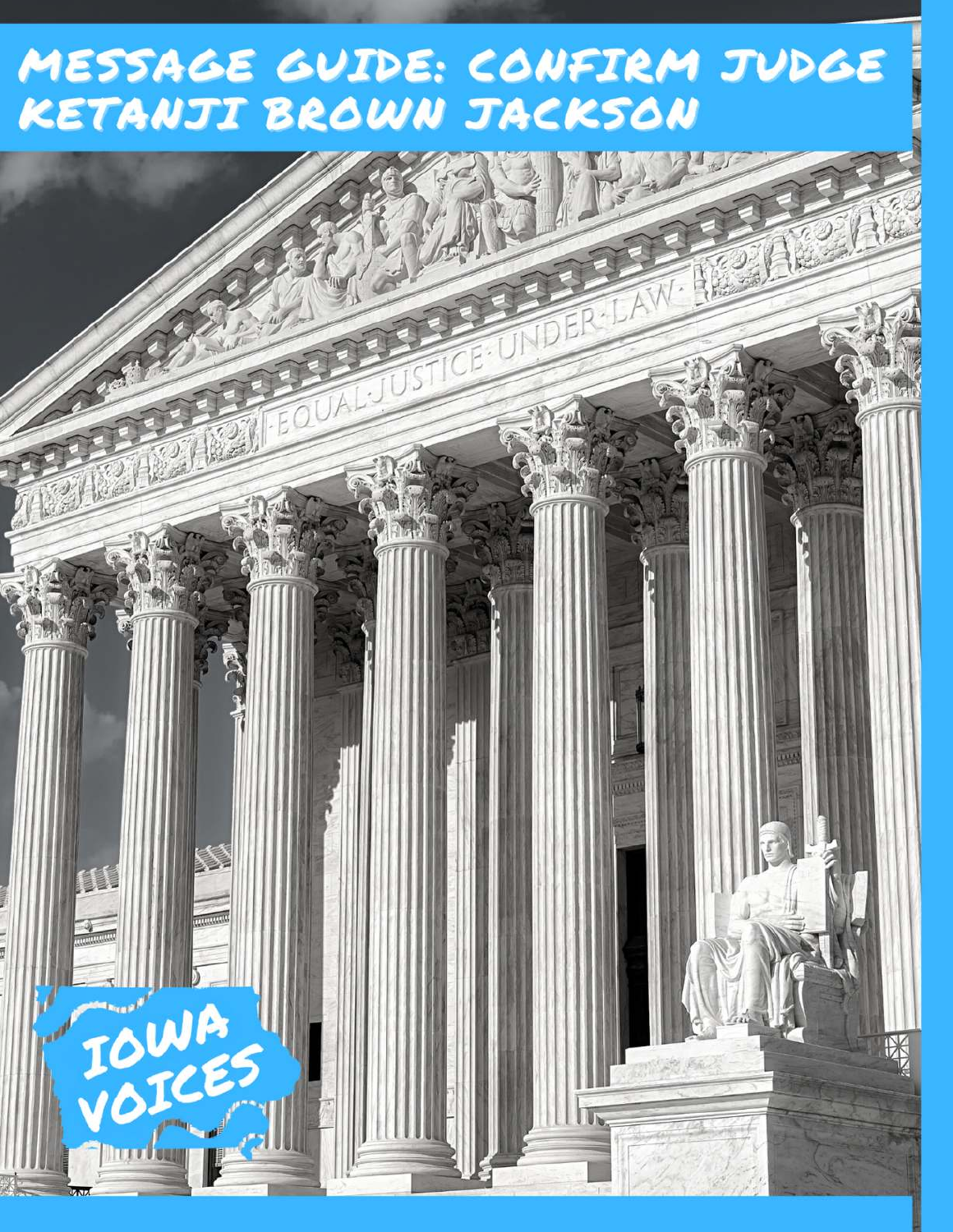# MESSAGE GUIDE: CONFIRM JUDGE KETANJI BROWN JACKSON

IOWA VOICES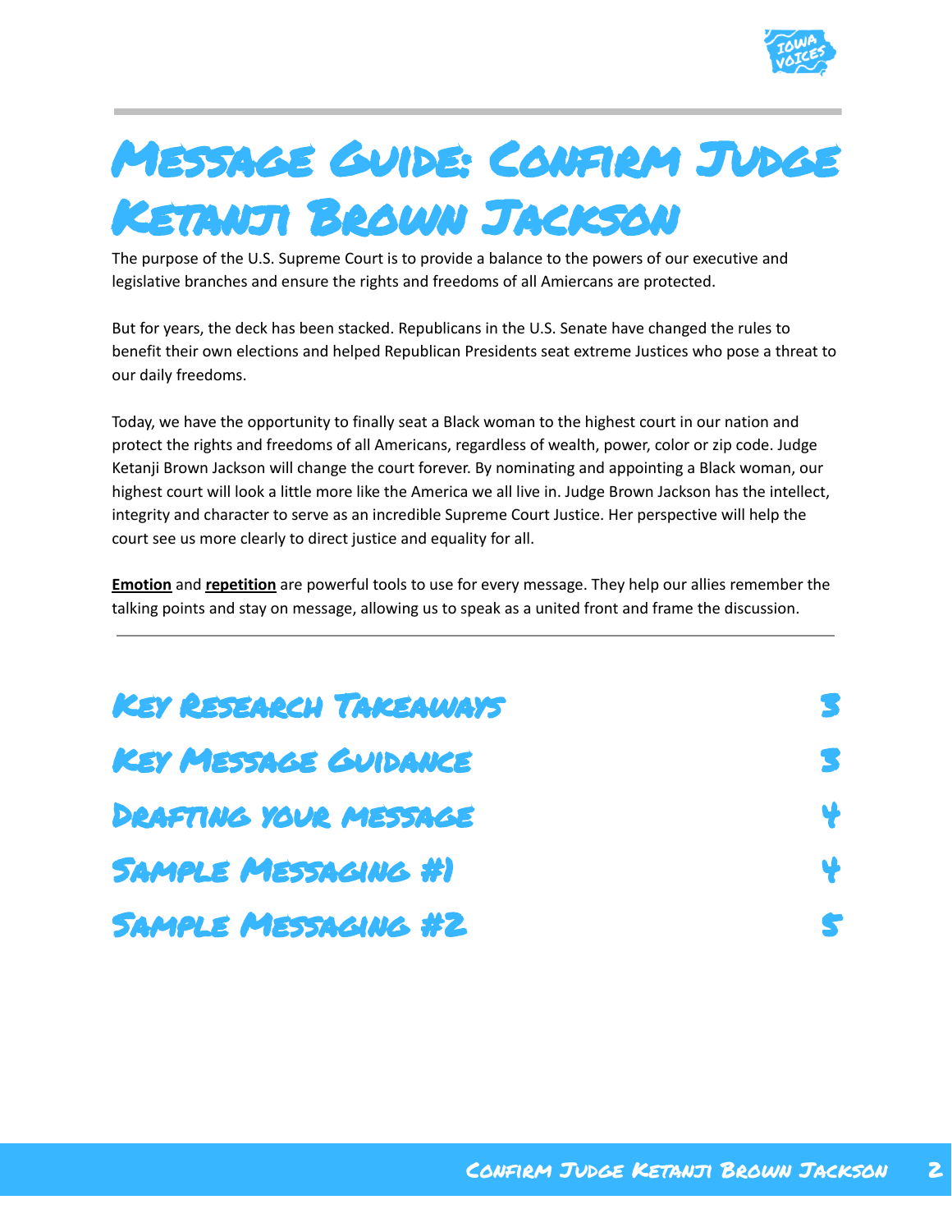# Message Guide: Confirm Judge Ketanji Brown Jackson

The purpose of the U.S. Supreme Court is to provide a balance to the powers of our executive and legislative branches and ensure the rights and freedoms of all Amiercans are protected.

But for years, the deck has been stacked. Republicans in the U.S. Senate have changed the rules to benefit their own elections and helped Republican Presidents seat extreme Justices who pose a threat to our daily freedoms.

Today, we have the opportunity to finally seat a Black woman to the highest court in our nation and protect the rights and freedoms of all Americans, regardless of wealth, power, color or zip code. Judge Ketanji Brown Jackson will change the court forever. By nominating and appointing a Black woman, our highest court will look a little more like the America we all live in. Judge Brown Jackson has the intellect, integrity and character to serve as an incredible Supreme Court Justice. Her perspective will help the court see us more clearly to direct justice and equality for all.

**Emotion** and **repetition** are powerful tools to use for every message. They help our allies remember the talking points and stay on message, allowing us to speak as a united front and frame the discussion.

---

| | |
|---|---|
| Key Research Takeaways | 3 |
| Key Message Guidance | 3 |
| Drafting your message | 4 |
| Sample Messaging #1 | 4 |
| Sample Messaging #2 | 5 |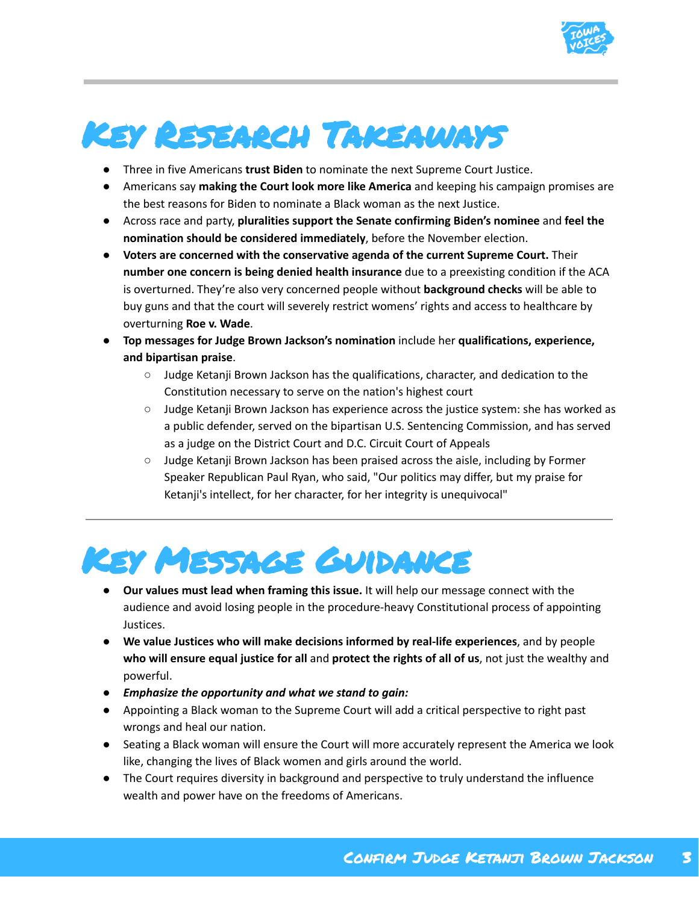# Key Research Takeaways

- Three in five Americans **trust Biden** to nominate the next Supreme Court Justice.
- Americans say **making the Court look more like America** and keeping his campaign promises are the best reasons for Biden to nominate a Black woman as the next Justice.
- Across race and party, **pluralities support the Senate confirming Biden's nominee** and **feel the nomination should be considered immediately**, before the November election.
- **Voters are concerned with the conservative agenda of the current Supreme Court.** Their **number one concern is being denied health insurance** due to a preexisting condition if the ACA is overturned. They're also very concerned people without **background checks** will be able to buy guns and that the court will severely restrict womens' rights and access to healthcare by overturning **Roe v. Wade**.
- **Top messages for Judge Brown Jackson's nomination** include her **qualifications, experience, and bipartisan praise**.
  - Judge Ketanji Brown Jackson has the qualifications, character, and dedication to the Constitution necessary to serve on the nation's highest court
  - Judge Ketanji Brown Jackson has experience across the justice system: she has worked as a public defender, served on the bipartisan U.S. Sentencing Commission, and has served as a judge on the District Court and D.C. Circuit Court of Appeals
  - Judge Ketanji Brown Jackson has been praised across the aisle, including by Former Speaker Republican Paul Ryan, who said, "Our politics may differ, but my praise for Ketanji's intellect, for her character, for her integrity is unequivocal"

---

# Key Message Guidance

- **Our values must lead when framing this issue.** It will help our message connect with the audience and avoid losing people in the procedure-heavy Constitutional process of appointing Justices.
- **We value Justices who will make decisions informed by real-life experiences**, and by people **who will ensure equal justice for all** and **protect the rights of all of us**, not just the wealthy and powerful.
- ***Emphasize the opportunity and what we stand to gain:***
- Appointing a Black woman to the Supreme Court will add a critical perspective to right past wrongs and heal our nation.
- Seating a Black woman will ensure the Court will more accurately represent the America we look like, changing the lives of Black women and girls around the world.
- The Court requires diversity in background and perspective to truly understand the influence wealth and power have on the freedoms of Americans.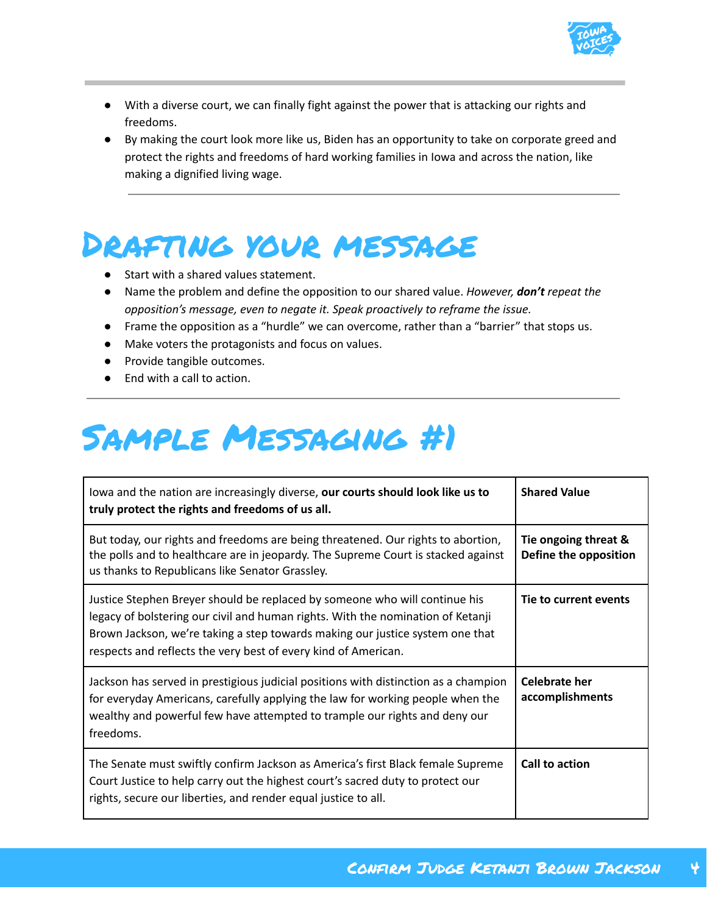- With a diverse court, we can finally fight against the power that is attacking our rights and freedoms.
- By making the court look more like us, Biden has an opportunity to take on corporate greed and protect the rights and freedoms of hard working families in Iowa and across the nation, like making a dignified living wage.

# Drafting your message

- Start with a shared values statement.
- Name the problem and define the opposition to our shared value. *However,* ***don't*** *repeat the opposition's message, even to negate it. Speak proactively to reframe the issue.*
- Frame the opposition as a "hurdle" we can overcome, rather than a "barrier" that stops us.
- Make voters the protagonists and focus on values.
- Provide tangible outcomes.
- End with a call to action.

# Sample Messaging #1

| | |
|---|---|
| Iowa and the nation are increasingly diverse, **our courts should look like us to truly protect the rights and freedoms of us all.** | **Shared Value** |
| But today, our rights and freedoms are being threatened. Our rights to abortion, the polls and to healthcare are in jeopardy. The Supreme Court is stacked against us thanks to Republicans like Senator Grassley. | **Tie ongoing threat & Define the opposition** |
| Justice Stephen Breyer should be replaced by someone who will continue his legacy of bolstering our civil and human rights. With the nomination of Ketanji Brown Jackson, we're taking a step towards making our justice system one that respects and reflects the very best of every kind of American. | **Tie to current events** |
| Jackson has served in prestigious judicial positions with distinction as a champion for everyday Americans, carefully applying the law for working people when the wealthy and powerful few have attempted to trample our rights and deny our freedoms. | **Celebrate her accomplishments** |
| The Senate must swiftly confirm Jackson as America's first Black female Supreme Court Justice to help carry out the highest court's sacred duty to protect our rights, secure our liberties, and render equal justice to all. | **Call to action** |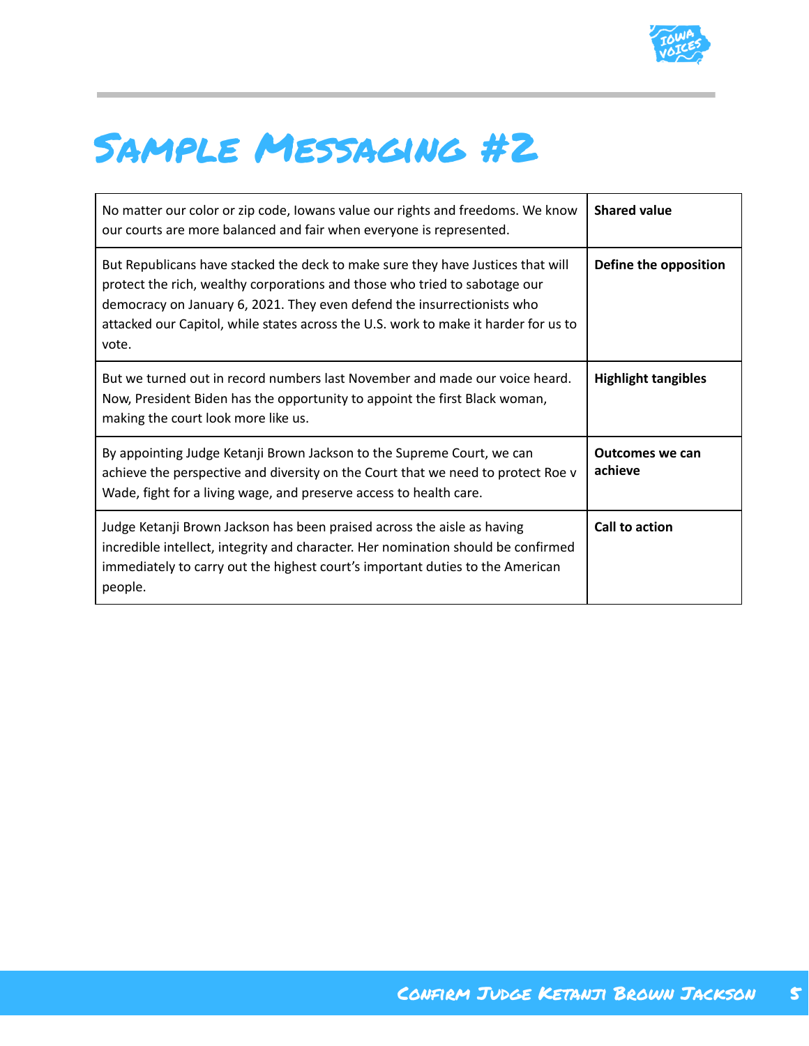# Sample Messaging #2

| | |
|---|---|
| No matter our color or zip code, Iowans value our rights and freedoms. We know our courts are more balanced and fair when everyone is represented. | **Shared value** |
| But Republicans have stacked the deck to make sure they have Justices that will protect the rich, wealthy corporations and those who tried to sabotage our democracy on January 6, 2021. They even defend the insurrectionists who attacked our Capitol, while states across the U.S. work to make it harder for us to vote. | **Define the opposition** |
| But we turned out in record numbers last November and made our voice heard. Now, President Biden has the opportunity to appoint the first Black woman, making the court look more like us. | **Highlight tangibles** |
| By appointing Judge Ketanji Brown Jackson to the Supreme Court, we can achieve the perspective and diversity on the Court that we need to protect Roe v Wade, fight for a living wage, and preserve access to health care. | **Outcomes we can achieve** |
| Judge Ketanji Brown Jackson has been praised across the aisle as having incredible intellect, integrity and character. Her nomination should be confirmed immediately to carry out the highest court's important duties to the American people. | **Call to action** |